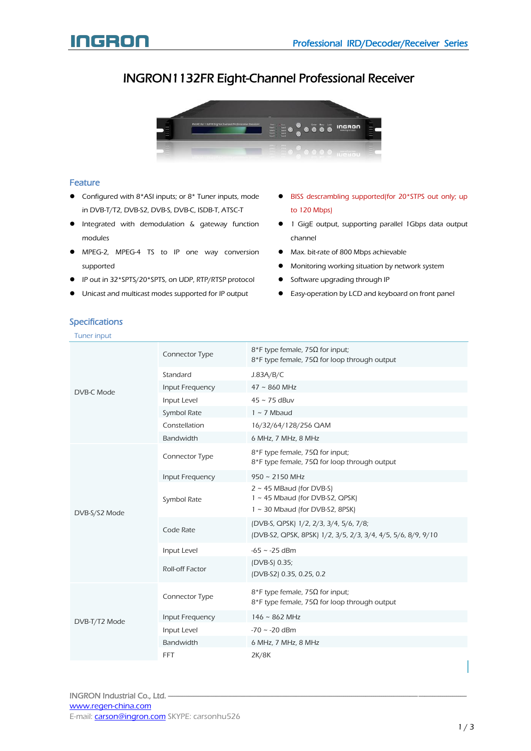# INGRON1132FR Eight-Channel Professional Receiver

## Feature

- Configured with 8*ASI inputs; or 8* Tuner inputs, mode in DVB-T/T2, DVB-S2, DVB-S, DVB-C, ISDB-T, ATSC-T
- Integrated with demodulation & gateway function modules
- MPEG-2, MPEG-4 TS to IP one way conversion supported
- IP out in 32*SPTS/20*SPTS, on UDP, RTP/RTSP protocol
- Unicast and multicast modes supported for IP output
- BISS descrambling supported(for 20*STPS out only; up to 120 Mbps)
- 1 GigE output, supporting parallel 1Gbps data output channel
- Max. bit-rate of 800 Mbps achievable
- Monitoring working situation by network system
- Software upgrading through IP
- Easy-operation by LCD and keyboard on front panel

## Specifications

### Tuner input

| | | |
|---|---|---|
| DVB-C Mode | Connector Type | 8*F type female, 75Ω for input;<br>8*F type female, 75Ω for loop through output |
| | Standard | J.83A/B/C |
| | Input Frequency | 47 ~ 860 MHz |
| | Input Level | 45 ~ 75 dBuv |
| | Symbol Rate | 1 ~ 7 Mbaud |
| | Constellation | 16/32/64/128/256 QAM |
| | Bandwidth | 6 MHz, 7 MHz, 8 MHz |
| DVB-S/S2 Mode | Connector Type | 8*F type female, 75Ω for input;<br>8*F type female, 75Ω for loop through output |
| | Input Frequency | 950 ~ 2150 MHz |
| | Symbol Rate | 2 ~ 45 MBaud (for DVB-S)<br>1 ~ 45 Mbaud (for DVB-S2, QPSK)<br>1 ~ 30 Mbaud (for DVB-S2, 8PSK) |
| | Code Rate | (DVB-S, QPSK) 1/2, 2/3, 3/4, 5/6, 7/8;<br>(DVB-S2, QPSK, 8PSK) 1/2, 3/5, 2/3, 3/4, 4/5, 5/6, 8/9, 9/10 |
| | Input Level | -65 ~ -25 dBm |
| | Roll-off Factor | (DVB-S) 0.35;<br>(DVB-S2) 0.35, 0.25, 0.2 |
| DVB-T/T2 Mode | Connector Type | 8*F type female, 75Ω for input;<br>8*F type female, 75Ω for loop through output |
| | Input Frequency | 146 ~ 862 MHz |
| | Input Level | -70 ~ -20 dBm |
| | Bandwidth | 6 MHz, 7 MHz, 8 MHz |
| | FFT | 2K/8K |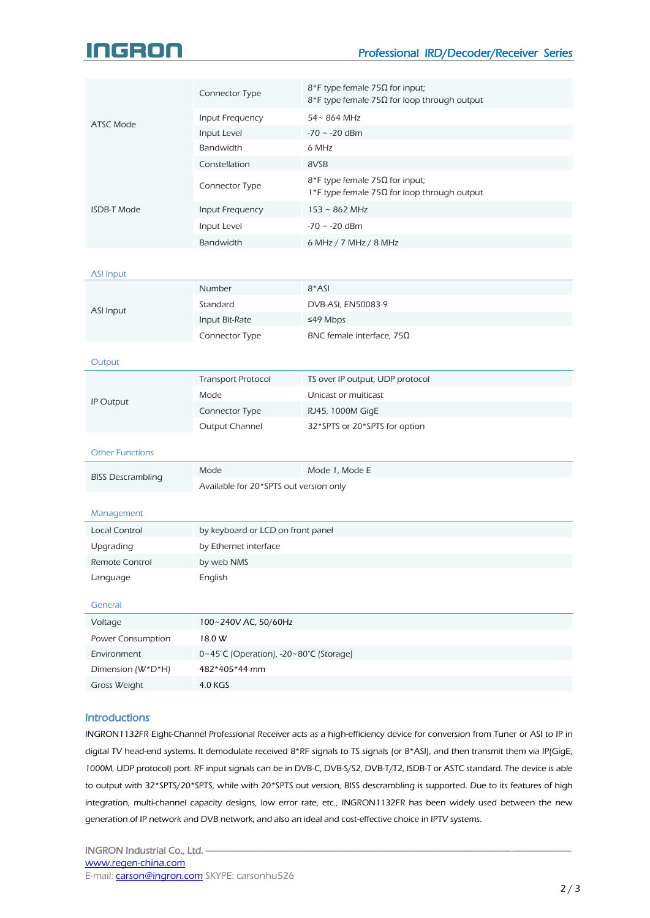| | | |
|---|---|---|
| ATSC Mode | Connector Type | 8*F type female 75Ω for input;<br>8*F type female 75Ω for loop through output |
| | Input Frequency | 54~ 864 MHz |
| | Input Level | -70 ~ -20 dBm |
| | Bandwidth | 6 MHz |
| | Constellation | 8VSB |
| ISDB-T Mode | Connector Type | 8*F type female 75Ω for input;<br>1*F type female 75Ω for loop through output |
| | Input Frequency | 153 ~ 862 MHz |
| | Input Level | -70 ~ -20 dBm |
| | Bandwidth | 6 MHz / 7 MHz / 8 MHz |

### ASI Input

| | | |
|---|---|---|
| ASI Input | Number | 8*ASI |
| | Standard | DVB-ASI, EN50083-9 |
| | Input Bit-Rate | ≤49 Mbps |
| | Connector Type | BNC female interface, 75Ω |

### Output

| | | |
|---|---|---|
| IP Output | Transport Protocol | TS over IP output, UDP protocol |
| | Mode | Unicast or multicast |
| | Connector Type | RJ45, 1000M GigE |
| | Output Channel | 32*SPTS or 20*SPTS for option |

### Other Functions

| | | |
|---|---|---|
| BISS Descrambling | Mode | Mode 1, Mode E |
| | Available for 20*SPTS out version only | |

### Management

| | |
|---|---|
| Local Control | by keyboard or LCD on front panel |
| Upgrading | by Ethernet interface |
| Remote Control | by web NMS |
| Language | English |

### General

| | |
|---|---|
| Voltage | 100~240V AC, 50/60Hz |
| Power Consumption | 18.0 W |
| Environment | 0~45℃ (Operation), -20~80℃ (Storage) |
| Dimension (W*D*H) | 482*405*44 mm |
| Gross Weight | 4.0 KGS |

## Introductions

INGRON1132FR Eight-Channel Professional Receiver acts as a high-efficiency device for conversion from Tuner or ASI to IP in digital TV head-end systems. It demodulate received 8*RF signals to TS signals (or 8*ASI), and then transmit them via IP(GigE, 1000M, UDP protocol) port. RF input signals can be in DVB-C, DVB-S/S2, DVB-T/T2, ISDB-T or ASTC standard. The device is able to output with 32*SPTS/20*SPTS, while with 20*SPTS out version, BISS descrambling is supported. Due to its features of high integration, multi-channel capacity designs, low error rate, etc., INGRON1132FR has been widely used between the new generation of IP network and DVB network, and also an ideal and cost-effective choice in IPTV systems.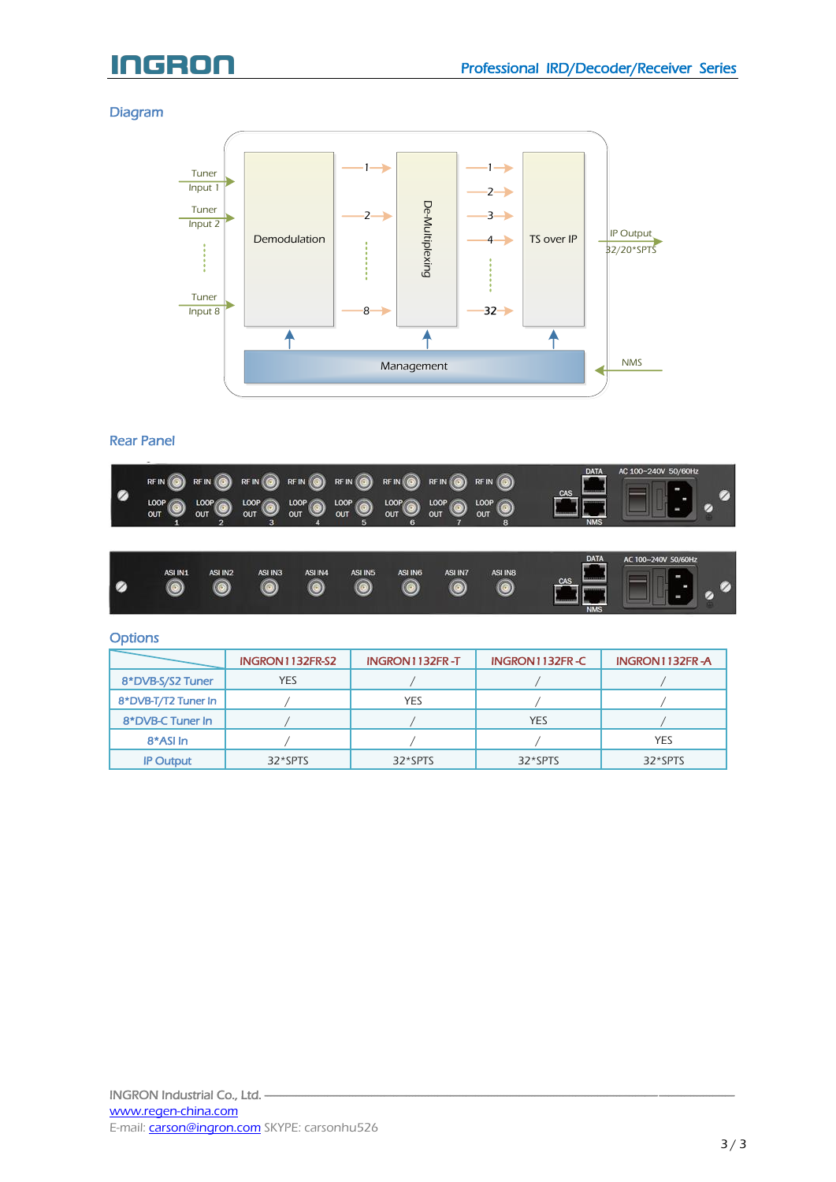## Diagram

Tuner Input 1

Tuner Input 2

Tuner Input 8

Demodulation

1

2

8

De-Multiplexing

1

2

3

4

32

TS over IP

IP Output 32/20*SPTS

Management

NMS

## Rear Panel

RF IN RF IN RF IN RF IN RF IN RF IN RF IN RF IN

LOOP OUT 1 LOOP OUT 2 LOOP OUT 3 LOOP OUT 4 LOOP OUT 5 LOOP OUT 6 LOOP OUT 7 LOOP OUT 8

CAS DATA NMS AC 100~240V 50/60Hz

ASI IN1 ASI IN2 ASI IN3 ASI IN4 ASI IN5 ASI IN6 ASI IN7 ASI IN8

CAS DATA NMS AC 100~240V 50/60Hz

## Options

| | INGRON1132FR-S2 | INGRON1132FR-T | INGRON1132FR-C | INGRON1132FR-A |
|---|---|---|---|---|
| 8*DVB-S/S2 Tuner | YES | / | / | / |
| 8*DVB-T/T2 Tuner In | / | YES | / | / |
| 8*DVB-C Tuner In | / | / | YES | / |
| 8*ASI In | / | / | / | YES |
| IP Output | 32*SPTS | 32*SPTS | 32*SPTS | 32*SPTS |

INGRON Industrial Co., Ltd.

www.regen-china.com

E-mail: carson@ingron.com SKYPE: carsonhu526